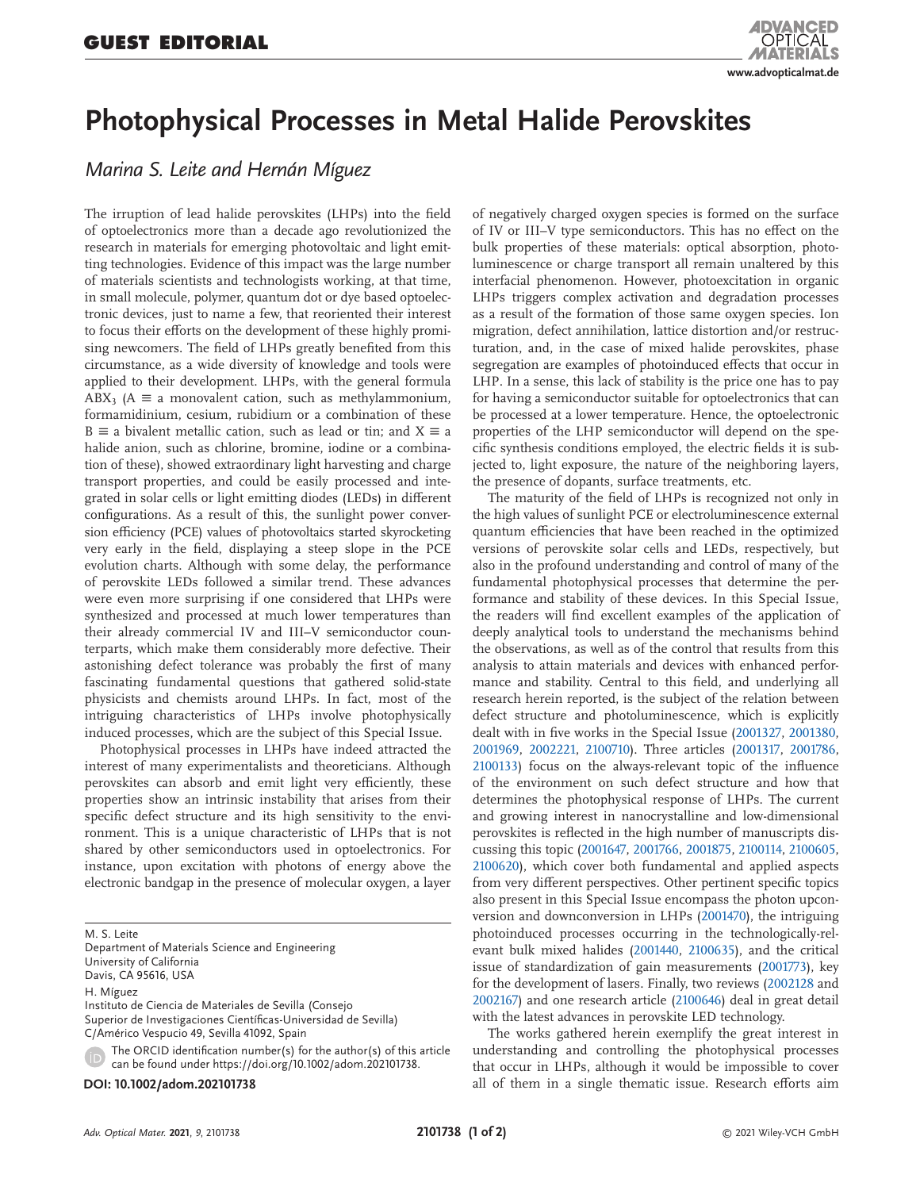GUEST EDITORIAL

# Photophysical Processes in Metal Halide Perovskites

*Marina S. Leite and Hernán Míguez*

The irruption of lead halide perovskites (LHPs) into the field of optoelectronics more than a decade ago revolutionized the research in materials for emerging photovoltaic and light emitting technologies. Evidence of this impact was the large number of materials scientists and technologists working, at that time, in small molecule, polymer, quantum dot or dye based optoelectronic devices, just to name a few, that reoriented their interest to focus their efforts on the development of these highly promising newcomers. The field of LHPs greatly benefited from this circumstance, as a wide diversity of knowledge and tools were applied to their development. LHPs, with the general formula $ABX_3$ (A ≡ a monovalent cation, such as methylammonium, formamidinium, cesium, rubidium or a combination of these B ≡ a bivalent metallic cation, such as lead or tin; and X ≡ a halide anion, such as chlorine, bromine, iodine or a combination of these), showed extraordinary light harvesting and charge transport properties, and could be easily processed and integrated in solar cells or light emitting diodes (LEDs) in different configurations. As a result of this, the sunlight power conversion efficiency (PCE) values of photovoltaics started skyrocketing very early in the field, displaying a steep slope in the PCE evolution charts. Although with some delay, the performance of perovskite LEDs followed a similar trend. These advances were even more surprising if one considered that LHPs were synthesized and processed at much lower temperatures than their already commercial IV and III–V semiconductor counterparts, which make them considerably more defective. Their astonishing defect tolerance was probably the first of many fascinating fundamental questions that gathered solid-state physicists and chemists around LHPs. In fact, most of the intriguing characteristics of LHPs involve photophysically induced processes, which are the subject of this Special Issue.

Photophysical processes in LHPs have indeed attracted the interest of many experimentalists and theoreticians. Although perovskites can absorb and emit light very efficiently, these properties show an intrinsic instability that arises from their specific defect structure and its high sensitivity to the environment. This is a unique characteristic of LHPs that is not shared by other semiconductors used in optoelectronics. For instance, upon excitation with photons of energy above the electronic bandgap in the presence of molecular oxygen, a layer of negatively charged oxygen species is formed on the surface of IV or III–V type semiconductors. This has no effect on the bulk properties of these materials: optical absorption, photoluminescence or charge transport all remain unaltered by this interfacial phenomenon. However, photoexcitation in organic LHPs triggers complex activation and degradation processes as a result of the formation of those same oxygen species. Ion migration, defect annihilation, lattice distortion and/or restructuration, and, in the case of mixed halide perovskites, phase segregation are examples of photoinduced effects that occur in LHP. In a sense, this lack of stability is the price one has to pay for having a semiconductor suitable for optoelectronics that can be processed at a lower temperature. Hence, the optoelectronic properties of the LHP semiconductor will depend on the specific synthesis conditions employed, the electric fields it is subjected to, light exposure, the nature of the neighboring layers, the presence of dopants, surface treatments, etc.

The maturity of the field of LHPs is recognized not only in the high values of sunlight PCE or electroluminescence external quantum efficiencies that have been reached in the optimized versions of perovskite solar cells and LEDs, respectively, but also in the profound understanding and control of many of the fundamental photophysical processes that determine the performance and stability of these devices. In this Special Issue, the readers will find excellent examples of the application of deeply analytical tools to understand the mechanisms behind the observations, as well as of the control that results from this analysis to attain materials and devices with enhanced performance and stability. Central to this field, and underlying all research herein reported, is the subject of the relation between defect structure and photoluminescence, which is explicitly dealt with in five works in the Special Issue (2001327, 2001380, 2001969, 2002221, 2100710). Three articles (2001317, 2001786, 2100133) focus on the always-relevant topic of the influence of the environment on such defect structure and how that determines the photophysical response of LHPs. The current and growing interest in nanocrystalline and low-dimensional perovskites is reflected in the high number of manuscripts discussing this topic (2001647, 2001766, 2001875, 2100114, 2100605, 2100620), which cover both fundamental and applied aspects from very different perspectives. Other pertinent specific topics also present in this Special Issue encompass the photon upconversion and downconversion in LHPs (2001470), the intriguing photoinduced processes occurring in the technologically-relevant bulk mixed halides (2001440, 2100635), and the critical issue of standardization of gain measurements (2001773), key for the development of lasers. Finally, two reviews (2002128 and 2002167) and one research article (2100646) deal in great detail with the latest advances in perovskite LED technology.

The works gathered herein exemplify the great interest in understanding and controlling the photophysical processes that occur in LHPs, although it would be impossible to cover all of them in a single thematic issue. Research efforts aim

M. S. Leite
Department of Materials Science and Engineering
University of California
Davis, CA 95616, USA

H. Míguez
Instituto de Ciencia de Materiales de Sevilla (Consejo Superior de Investigaciones Científicas-Universidad de Sevilla)
C/Américo Vespucio 49, Sevilla 41092, Spain

The ORCID identification number(s) for the author(s) of this article can be found under https://doi.org/10.1002/adom.202101738.

**DOI: 10.1002/adom.202101738**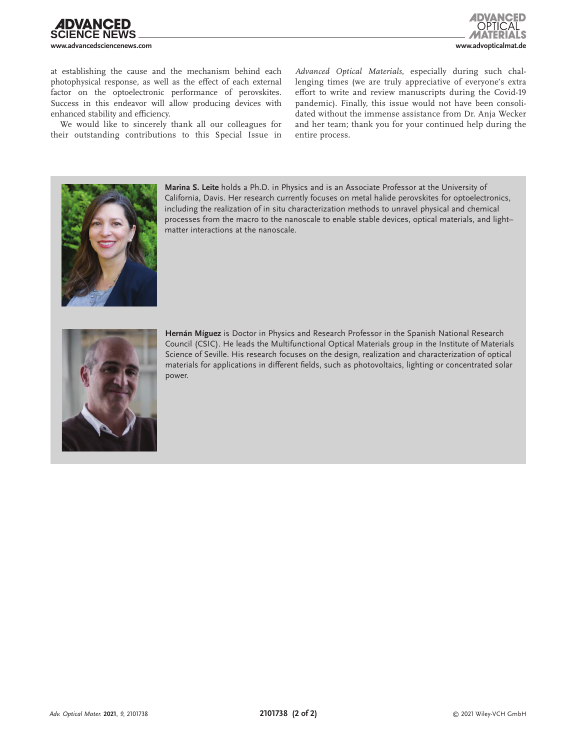at establishing the cause and the mechanism behind each photophysical response, as well as the effect of each external factor on the optoelectronic performance of perovskites. Success in this endeavor will allow producing devices with enhanced stability and efficiency.

We would like to sincerely thank all our colleagues for their outstanding contributions to this Special Issue in *Advanced Optical Materials,* especially during such challenging times (we are truly appreciative of everyone's extra effort to write and review manuscripts during the Covid-19 pandemic). Finally, this issue would not have been consolidated without the immense assistance from Dr. Anja Wecker and her team; thank you for your continued help during the entire process.

**Marina S. Leite** holds a Ph.D. in Physics and is an Associate Professor at the University of California, Davis. Her research currently focuses on metal halide perovskites for optoelectronics, including the realization of in situ characterization methods to unravel physical and chemical processes from the macro to the nanoscale to enable stable devices, optical materials, and light–matter interactions at the nanoscale.

**Hernán Míguez** is Doctor in Physics and Research Professor in the Spanish National Research Council (CSIC). He leads the Multifunctional Optical Materials group in the Institute of Materials Science of Seville. His research focuses on the design, realization and characterization of optical materials for applications in different fields, such as photovoltaics, lighting or concentrated solar power.